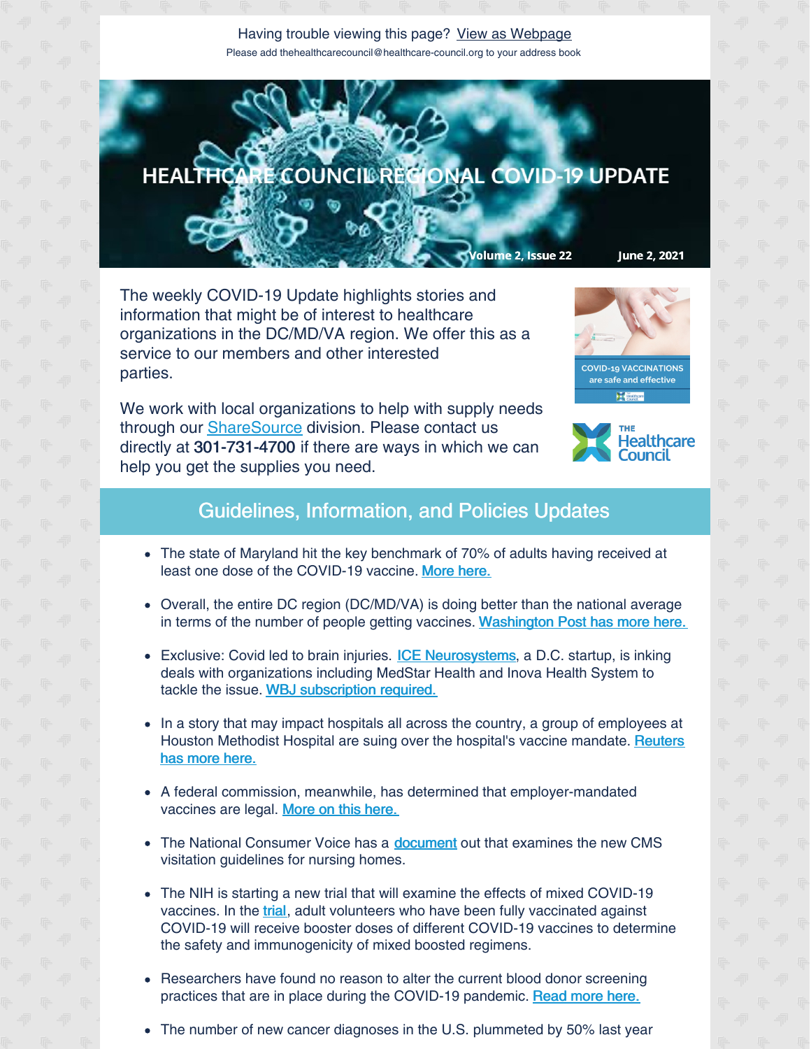Having trouble viewing this page? View as Webpage

Please add thehealthcarecouncil@healthcare-council.org to your address book

# HEALTHCARE COUNCIL REGIONAL COVID-19 UPDATE

Volume 2, Issue 22 June 2, 2021

The weekly COVID-19 Update highlights stories and information that might be of interest to healthcare organizations in the DC/MD/VA region. We offer this as a service to our members and other interested parties.

We work with local organizations to help with supply needs through our ShareSource division. Please contact us directly at 301-731-4700 if there are ways in which we can help you get the supplies you need.

COVID-19 VACCINATIONS are safe and effective

THE Healthcare Council

## Guidelines, Information, and Policies Updates

- The state of Maryland hit the key benchmark of 70% of adults having received at least one dose of the COVID-19 vaccine. More here.
- Overall, the entire DC region (DC/MD/VA) is doing better than the national average in terms of the number of people getting vaccines. Washington Post has more here.
- Exclusive: Covid led to brain injuries. ICE Neurosystems, a D.C. startup, is inking deals with organizations including MedStar Health and Inova Health System to tackle the issue. WBJ subscription required.
- In a story that may impact hospitals all across the country, a group of employees at Houston Methodist Hospital are suing over the hospital's vaccine mandate. Reuters has more here.
- A federal commission, meanwhile, has determined that employer-mandated vaccines are legal. More on this here.
- The National Consumer Voice has a document out that examines the new CMS visitation guidelines for nursing homes.
- The NIH is starting a new trial that will examine the effects of mixed COVID-19 vaccines. In the trial, adult volunteers who have been fully vaccinated against COVID-19 will receive booster doses of different COVID-19 vaccines to determine the safety and immunogenicity of mixed boosted regimens.
- Researchers have found no reason to alter the current blood donor screening practices that are in place during the COVID-19 pandemic. Read more here.
- The number of new cancer diagnoses in the U.S. plummeted by 50% last year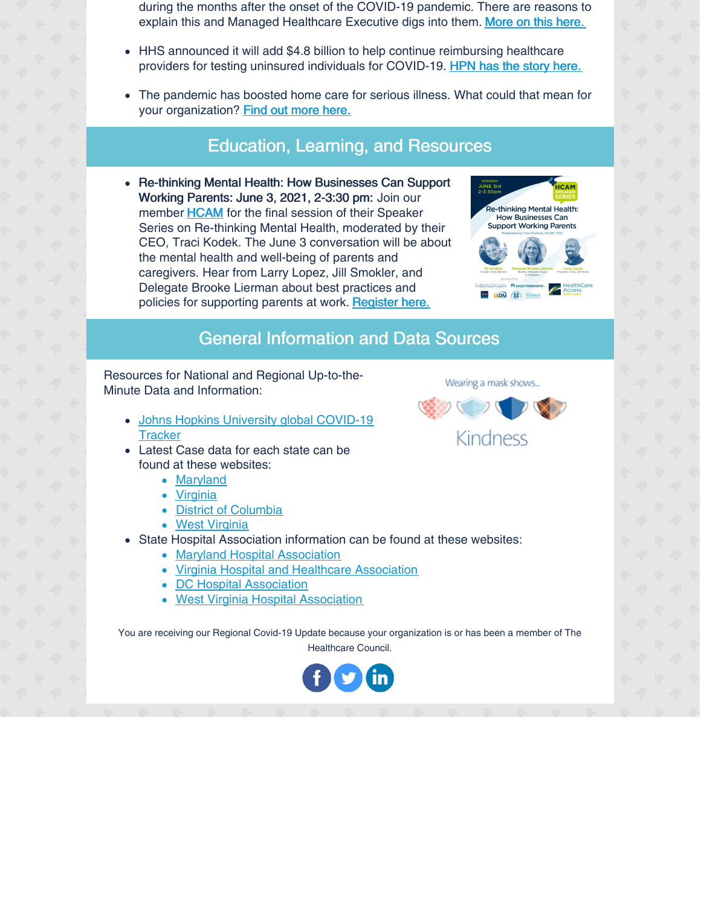during the months after the onset of the COVID-19 pandemic. There are reasons to explain this and Managed Healthcare Executive digs into them. More on this here.

- HHS announced it will add $4.8 billion to help continue reimbursing healthcare providers for testing uninsured individuals for COVID-19. HPN has the story here.
- The pandemic has boosted home care for serious illness. What could that mean for your organization? Find out more here.

## Education, Learning, and Resources

- **Re-thinking Mental Health: How Businesses Can Support Working Parents: June 3, 2021, 2-3:30 pm:** Join our member HCAM for the final session of their Speaker Series on Re-thinking Mental Health, moderated by their CEO, Traci Kodek. The June 3 conversation will be about the mental health and well-being of parents and caregivers. Hear from Larry Lopez, Jill Smokler, and Delegate Brooke Lierman about best practices and policies for supporting parents at work. Register here.

## General Information and Data Sources

Resources for National and Regional Up-to-the-Minute Data and Information:

- Johns Hopkins University global COVID-19 Tracker
- Latest Case data for each state can be found at these websites:
  - Maryland
  - Virginia
  - District of Columbia
  - West Virginia
- State Hospital Association information can be found at these websites:
  - Maryland Hospital Association
  - Virginia Hospital and Healthcare Association
  - DC Hospital Association
  - West Virginia Hospital Association

You are receiving our Regional Covid-19 Update because your organization is or has been a member of The Healthcare Council.